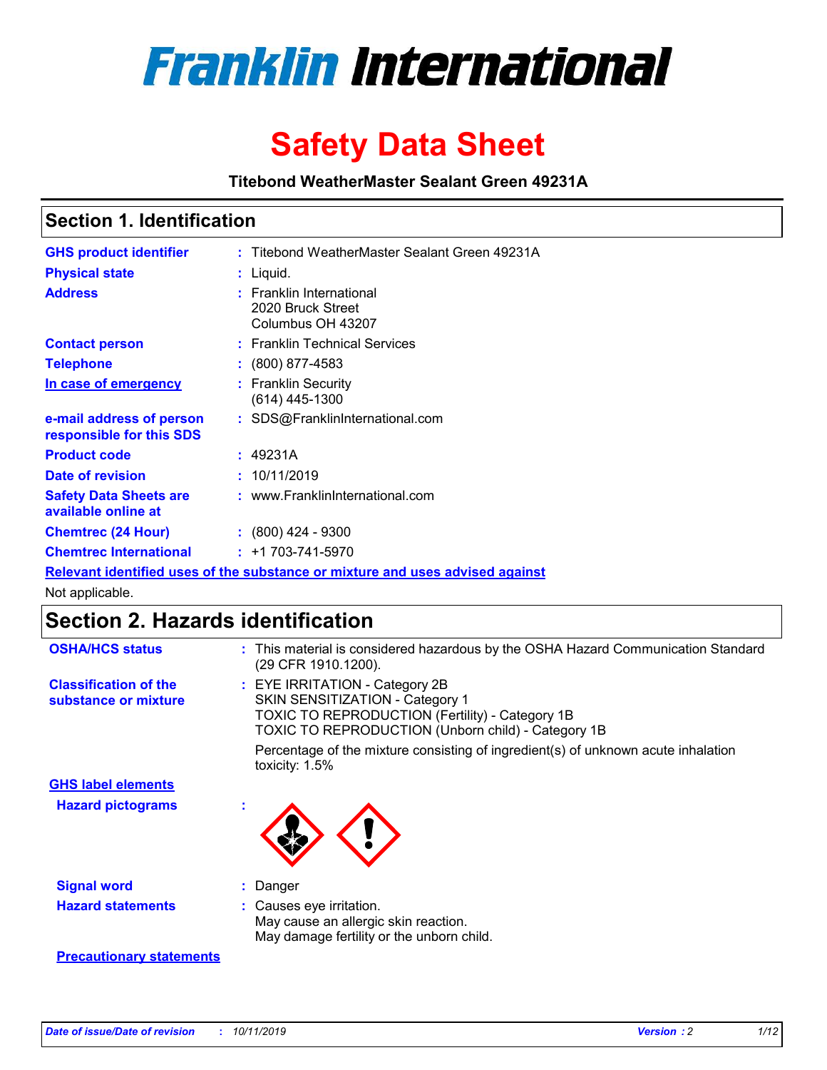# Franklin International

# Safety Data Sheet

**Titebond WeatherMaster Sealant Green 49231A**

## Section 1. Identification

| | | |
|---|---|---|
| **GHS product identifier** | : | Titebond WeatherMaster Sealant Green 49231A |
| **Physical state** | : | Liquid. |
| **Address** | : | Franklin International<br>2020 Bruck Street<br>Columbus OH 43207 |
| **Contact person** | : | Franklin Technical Services |
| **Telephone** | : | (800) 877-4583 |
| **In case of emergency** | : | Franklin Security<br>(614) 445-1300 |
| **e-mail address of person responsible for this SDS** | : | SDS@FranklinInternational.com |
| **Product code** | : | 49231A |
| **Date of revision** | : | 10/11/2019 |
| **Safety Data Sheets are available online at** | : | www.FranklinInternational.com |
| **Chemtrec (24 Hour)** | : | (800) 424 - 9300 |
| **Chemtrec International** | : | +1 703-741-5970 |

**Relevant identified uses of the substance or mixture and uses advised against**

Not applicable.

## Section 2. Hazards identification

| | | |
|---|---|---|
| **OSHA/HCS status** | : | This material is considered hazardous by the OSHA Hazard Communication Standard (29 CFR 1910.1200). |
| **Classification of the substance or mixture** | : | EYE IRRITATION - Category 2B<br>SKIN SENSITIZATION - Category 1<br>TOXIC TO REPRODUCTION (Fertility) - Category 1B<br>TOXIC TO REPRODUCTION (Unborn child) - Category 1B<br><br>Percentage of the mixture consisting of ingredient(s) of unknown acute inhalation toxicity: 1.5% |

**GHS label elements**

| | | |
|---|---|---|
| **Hazard pictograms** | : | |
| **Signal word** | : | Danger |
| **Hazard statements** | : | Causes eye irritation.<br>May cause an allergic skin reaction.<br>May damage fertility or the unborn child. |

**Precautionary statements**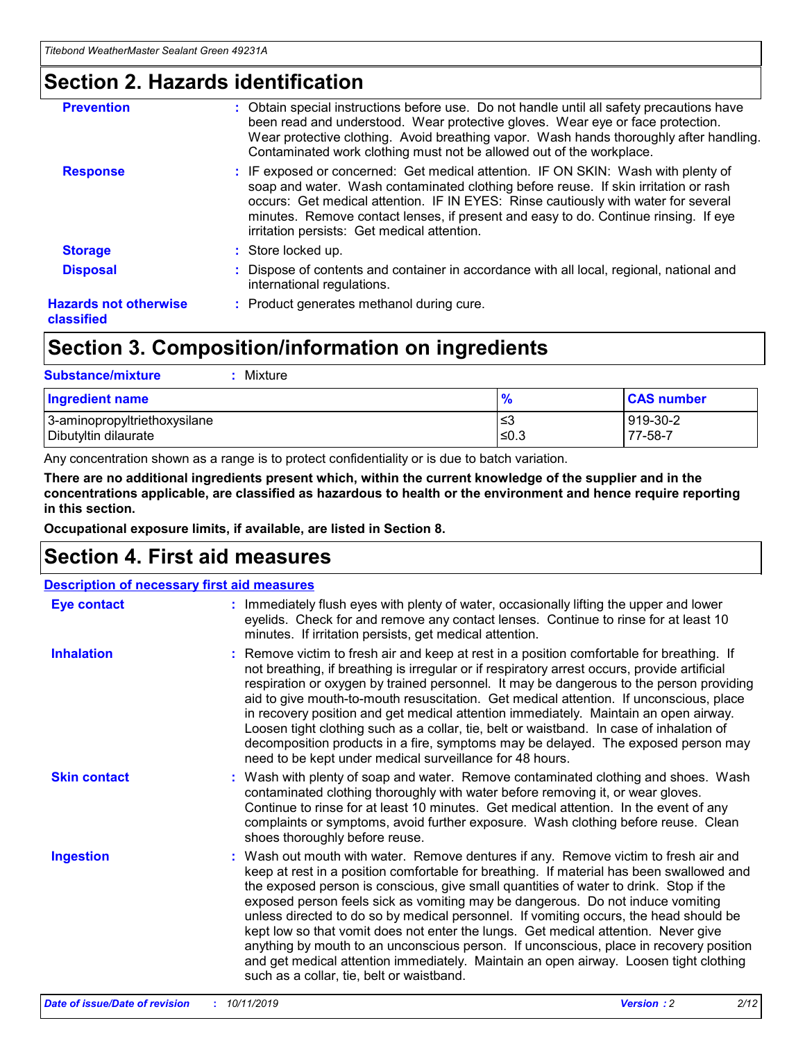## Section 2. Hazards identification

**Prevention** : Obtain special instructions before use. Do not handle until all safety precautions have been read and understood. Wear protective gloves. Wear eye or face protection. Wear protective clothing. Avoid breathing vapor. Wash hands thoroughly after handling. Contaminated work clothing must not be allowed out of the workplace.

**Response** : IF exposed or concerned: Get medical attention. IF ON SKIN: Wash with plenty of soap and water. Wash contaminated clothing before reuse. If skin irritation or rash occurs: Get medical attention. IF IN EYES: Rinse cautiously with water for several minutes. Remove contact lenses, if present and easy to do. Continue rinsing. If eye irritation persists: Get medical attention.

**Storage** : Store locked up.

**Disposal** : Dispose of contents and container in accordance with all local, regional, national and international regulations.

**Hazards not otherwise classified** : Product generates methanol during cure.

## Section 3. Composition/information on ingredients

**Substance/mixture** : Mixture

| Ingredient name | % | CAS number |
|---|---|---|
| 3-aminopropyltriethoxysilane | ≤3 | 919-30-2 |
| Dibutyltin dilaurate | ≤0.3 | 77-58-7 |

Any concentration shown as a range is to protect confidentiality or is due to batch variation.

**There are no additional ingredients present which, within the current knowledge of the supplier and in the concentrations applicable, are classified as hazardous to health or the environment and hence require reporting in this section.**

**Occupational exposure limits, if available, are listed in Section 8.**

## Section 4. First aid measures

**Description of necessary first aid measures**

**Eye contact** : Immediately flush eyes with plenty of water, occasionally lifting the upper and lower eyelids. Check for and remove any contact lenses. Continue to rinse for at least 10 minutes. If irritation persists, get medical attention.

**Inhalation** : Remove victim to fresh air and keep at rest in a position comfortable for breathing. If not breathing, if breathing is irregular or if respiratory arrest occurs, provide artificial respiration or oxygen by trained personnel. It may be dangerous to the person providing aid to give mouth-to-mouth resuscitation. Get medical attention. If unconscious, place in recovery position and get medical attention immediately. Maintain an open airway. Loosen tight clothing such as a collar, tie, belt or waistband. In case of inhalation of decomposition products in a fire, symptoms may be delayed. The exposed person may need to be kept under medical surveillance for 48 hours.

**Skin contact** : Wash with plenty of soap and water. Remove contaminated clothing and shoes. Wash contaminated clothing thoroughly with water before removing it, or wear gloves. Continue to rinse for at least 10 minutes. Get medical attention. In the event of any complaints or symptoms, avoid further exposure. Wash clothing before reuse. Clean shoes thoroughly before reuse.

**Ingestion** : Wash out mouth with water. Remove dentures if any. Remove victim to fresh air and keep at rest in a position comfortable for breathing. If material has been swallowed and the exposed person is conscious, give small quantities of water to drink. Stop if the exposed person feels sick as vomiting may be dangerous. Do not induce vomiting unless directed to do so by medical personnel. If vomiting occurs, the head should be kept low so that vomit does not enter the lungs. Get medical attention. Never give anything by mouth to an unconscious person. If unconscious, place in recovery position and get medical attention immediately. Maintain an open airway. Loosen tight clothing such as a collar, tie, belt or waistband.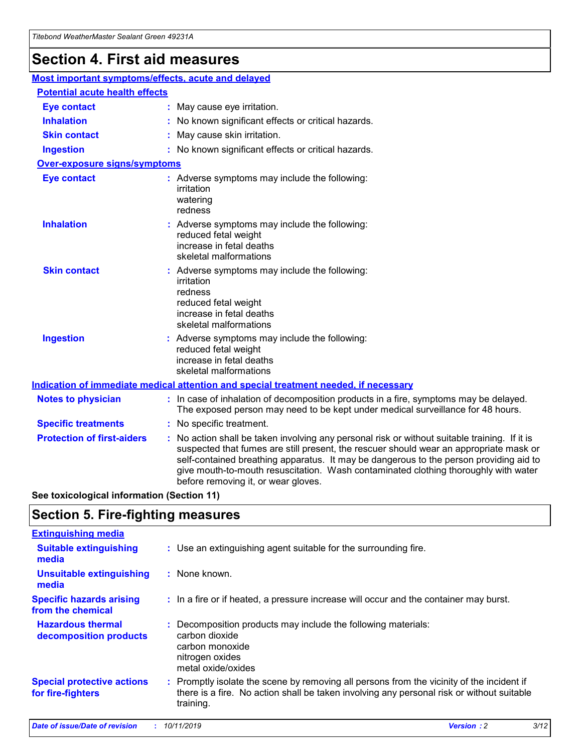# Section 4. First aid measures

## Most important symptoms/effects, acute and delayed

### Potential acute health effects

| | |
|---|---|
| **Eye contact** | : May cause eye irritation. |
| **Inhalation** | : No known significant effects or critical hazards. |
| **Skin contact** | : May cause skin irritation. |
| **Ingestion** | : No known significant effects or critical hazards. |

### Over-exposure signs/symptoms

| | |
|---|---|
| **Eye contact** | : Adverse symptoms may include the following: irritation, watering, redness |
| **Inhalation** | : Adverse symptoms may include the following: reduced fetal weight, increase in fetal deaths, skeletal malformations |
| **Skin contact** | : Adverse symptoms may include the following: irritation, redness, reduced fetal weight, increase in fetal deaths, skeletal malformations |
| **Ingestion** | : Adverse symptoms may include the following: reduced fetal weight, increase in fetal deaths, skeletal malformations |

## Indication of immediate medical attention and special treatment needed, if necessary

| | |
|---|---|
| **Notes to physician** | : In case of inhalation of decomposition products in a fire, symptoms may be delayed. The exposed person may need to be kept under medical surveillance for 48 hours. |
| **Specific treatments** | : No specific treatment. |
| **Protection of first-aiders** | : No action shall be taken involving any personal risk or without suitable training. If it is suspected that fumes are still present, the rescuer should wear an appropriate mask or self-contained breathing apparatus. It may be dangerous to the person providing aid to give mouth-to-mouth resuscitation. Wash contaminated clothing thoroughly with water before removing it, or wear gloves. |

**See toxicological information (Section 11)**

# Section 5. Fire-fighting measures

## Extinguishing media

| | |
|---|---|
| **Suitable extinguishing media** | : Use an extinguishing agent suitable for the surrounding fire. |
| **Unsuitable extinguishing media** | : None known. |
| **Specific hazards arising from the chemical** | : In a fire or if heated, a pressure increase will occur and the container may burst. |
| **Hazardous thermal decomposition products** | : Decomposition products may include the following materials: carbon dioxide, carbon monoxide, nitrogen oxides, metal oxide/oxides |
| **Special protective actions for fire-fighters** | : Promptly isolate the scene by removing all persons from the vicinity of the incident if there is a fire. No action shall be taken involving any personal risk or without suitable training. |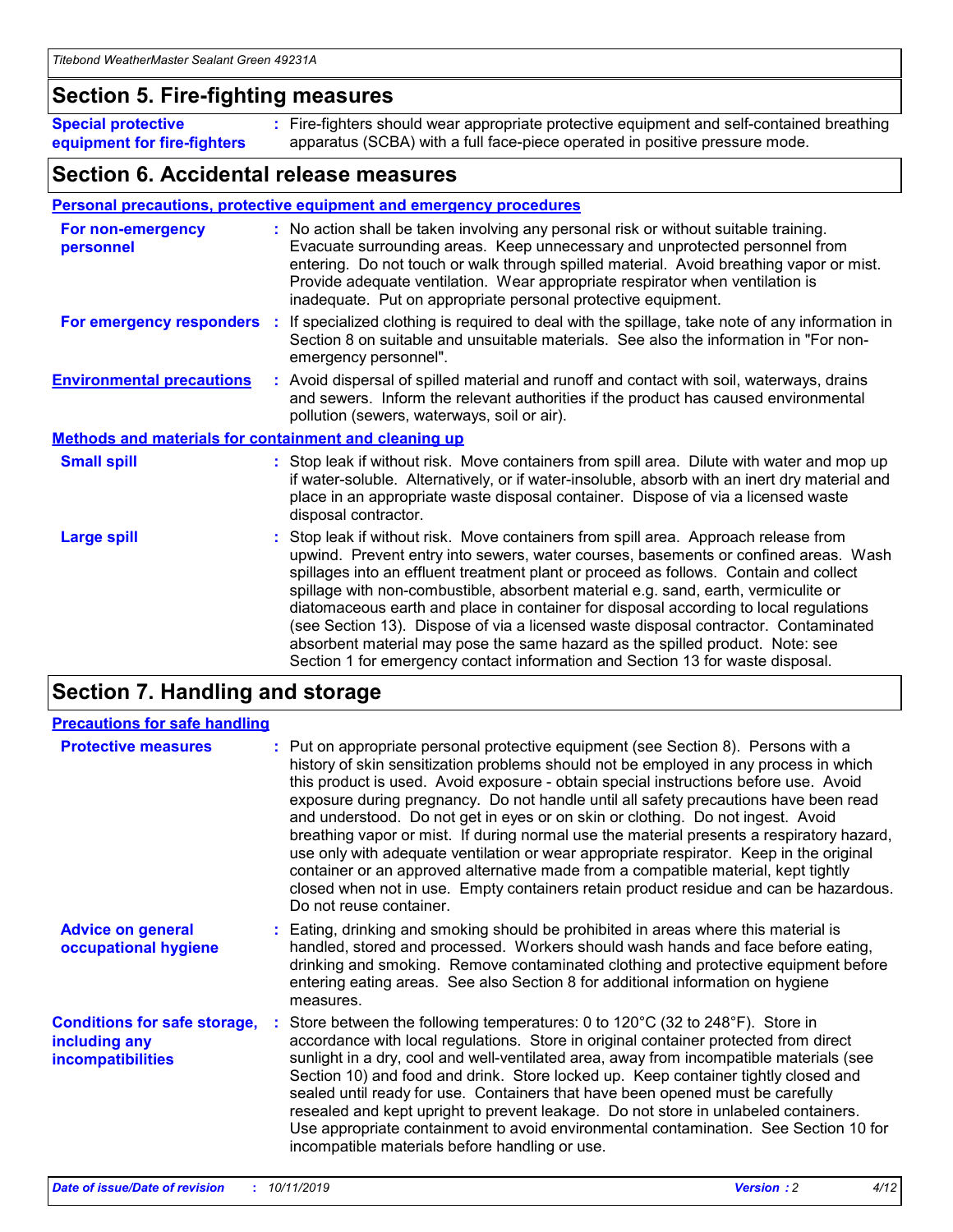## Section 5. Fire-fighting measures

**Special protective equipment for fire-fighters** : Fire-fighters should wear appropriate protective equipment and self-contained breathing apparatus (SCBA) with a full face-piece operated in positive pressure mode.

## Section 6. Accidental release measures

### Personal precautions, protective equipment and emergency procedures

**For non-emergency personnel** : No action shall be taken involving any personal risk or without suitable training. Evacuate surrounding areas. Keep unnecessary and unprotected personnel from entering. Do not touch or walk through spilled material. Avoid breathing vapor or mist. Provide adequate ventilation. Wear appropriate respirator when ventilation is inadequate. Put on appropriate personal protective equipment.

**For emergency responders** : If specialized clothing is required to deal with the spillage, take note of any information in Section 8 on suitable and unsuitable materials. See also the information in "For non-emergency personnel".

**Environmental precautions** : Avoid dispersal of spilled material and runoff and contact with soil, waterways, drains and sewers. Inform the relevant authorities if the product has caused environmental pollution (sewers, waterways, soil or air).

### Methods and materials for containment and cleaning up

**Small spill** : Stop leak if without risk. Move containers from spill area. Dilute with water and mop up if water-soluble. Alternatively, or if water-insoluble, absorb with an inert dry material and place in an appropriate waste disposal container. Dispose of via a licensed waste disposal contractor.

**Large spill** : Stop leak if without risk. Move containers from spill area. Approach release from upwind. Prevent entry into sewers, water courses, basements or confined areas. Wash spillages into an effluent treatment plant or proceed as follows. Contain and collect spillage with non-combustible, absorbent material e.g. sand, earth, vermiculite or diatomaceous earth and place in container for disposal according to local regulations (see Section 13). Dispose of via a licensed waste disposal contractor. Contaminated absorbent material may pose the same hazard as the spilled product. Note: see Section 1 for emergency contact information and Section 13 for waste disposal.

## Section 7. Handling and storage

### Precautions for safe handling

**Protective measures** : Put on appropriate personal protective equipment (see Section 8). Persons with a history of skin sensitization problems should not be employed in any process in which this product is used. Avoid exposure - obtain special instructions before use. Avoid exposure during pregnancy. Do not handle until all safety precautions have been read and understood. Do not get in eyes or on skin or clothing. Do not ingest. Avoid breathing vapor or mist. If during normal use the material presents a respiratory hazard, use only with adequate ventilation or wear appropriate respirator. Keep in the original container or an approved alternative made from a compatible material, kept tightly closed when not in use. Empty containers retain product residue and can be hazardous. Do not reuse container.

**Advice on general occupational hygiene** : Eating, drinking and smoking should be prohibited in areas where this material is handled, stored and processed. Workers should wash hands and face before eating, drinking and smoking. Remove contaminated clothing and protective equipment before entering eating areas. See also Section 8 for additional information on hygiene measures.

**Conditions for safe storage, including any incompatibilities** : Store between the following temperatures: 0 to 120°C (32 to 248°F). Store in accordance with local regulations. Store in original container protected from direct sunlight in a dry, cool and well-ventilated area, away from incompatible materials (see Section 10) and food and drink. Store locked up. Keep container tightly closed and sealed until ready for use. Containers that have been opened must be carefully resealed and kept upright to prevent leakage. Do not store in unlabeled containers. Use appropriate containment to avoid environmental contamination. See Section 10 for incompatible materials before handling or use.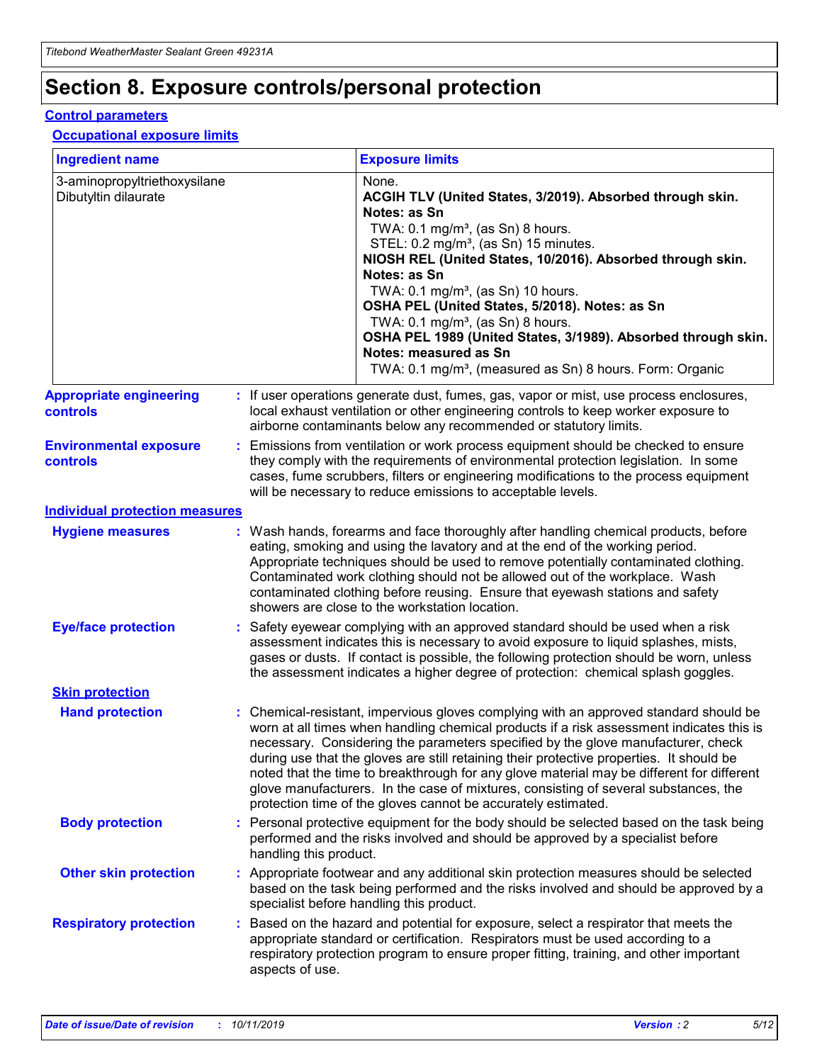# Section 8. Exposure controls/personal protection

## Control parameters

### Occupational exposure limits

| Ingredient name | Exposure limits |
|---|---|
| 3-aminopropyltriethoxysilane<br>Dibutyltin dilaurate | None.<br>**ACGIH TLV (United States, 3/2019). Absorbed through skin. Notes: as Sn**<br>TWA: 0.1 mg/m³, (as Sn) 8 hours.<br>STEL: 0.2 mg/m³, (as Sn) 15 minutes.<br>**NIOSH REL (United States, 10/2016). Absorbed through skin. Notes: as Sn**<br>TWA: 0.1 mg/m³, (as Sn) 10 hours.<br>**OSHA PEL (United States, 5/2018). Notes: as Sn**<br>TWA: 0.1 mg/m³, (as Sn) 8 hours.<br>**OSHA PEL 1989 (United States, 3/1989). Absorbed through skin. Notes: measured as Sn**<br>TWA: 0.1 mg/m³, (measured as Sn) 8 hours. Form: Organic |

**Appropriate engineering controls** : If user operations generate dust, fumes, gas, vapor or mist, use process enclosures, local exhaust ventilation or other engineering controls to keep worker exposure to airborne contaminants below any recommended or statutory limits.

**Environmental exposure controls** : Emissions from ventilation or work process equipment should be checked to ensure they comply with the requirements of environmental protection legislation. In some cases, fume scrubbers, filters or engineering modifications to the process equipment will be necessary to reduce emissions to acceptable levels.

## Individual protection measures

**Hygiene measures** : Wash hands, forearms and face thoroughly after handling chemical products, before eating, smoking and using the lavatory and at the end of the working period. Appropriate techniques should be used to remove potentially contaminated clothing. Contaminated work clothing should not be allowed out of the workplace. Wash contaminated clothing before reusing. Ensure that eyewash stations and safety showers are close to the workstation location.

**Eye/face protection** : Safety eyewear complying with an approved standard should be used when a risk assessment indicates this is necessary to avoid exposure to liquid splashes, mists, gases or dusts. If contact is possible, the following protection should be worn, unless the assessment indicates a higher degree of protection: chemical splash goggles.

### Skin protection

**Hand protection** : Chemical-resistant, impervious gloves complying with an approved standard should be worn at all times when handling chemical products if a risk assessment indicates this is necessary. Considering the parameters specified by the glove manufacturer, check during use that the gloves are still retaining their protective properties. It should be noted that the time to breakthrough for any glove material may be different for different glove manufacturers. In the case of mixtures, consisting of several substances, the protection time of the gloves cannot be accurately estimated.

**Body protection** : Personal protective equipment for the body should be selected based on the task being performed and the risks involved and should be approved by a specialist before handling this product.

**Other skin protection** : Appropriate footwear and any additional skin protection measures should be selected based on the task being performed and the risks involved and should be approved by a specialist before handling this product.

**Respiratory protection** : Based on the hazard and potential for exposure, select a respirator that meets the appropriate standard or certification. Respirators must be used according to a respiratory protection program to ensure proper fitting, training, and other important aspects of use.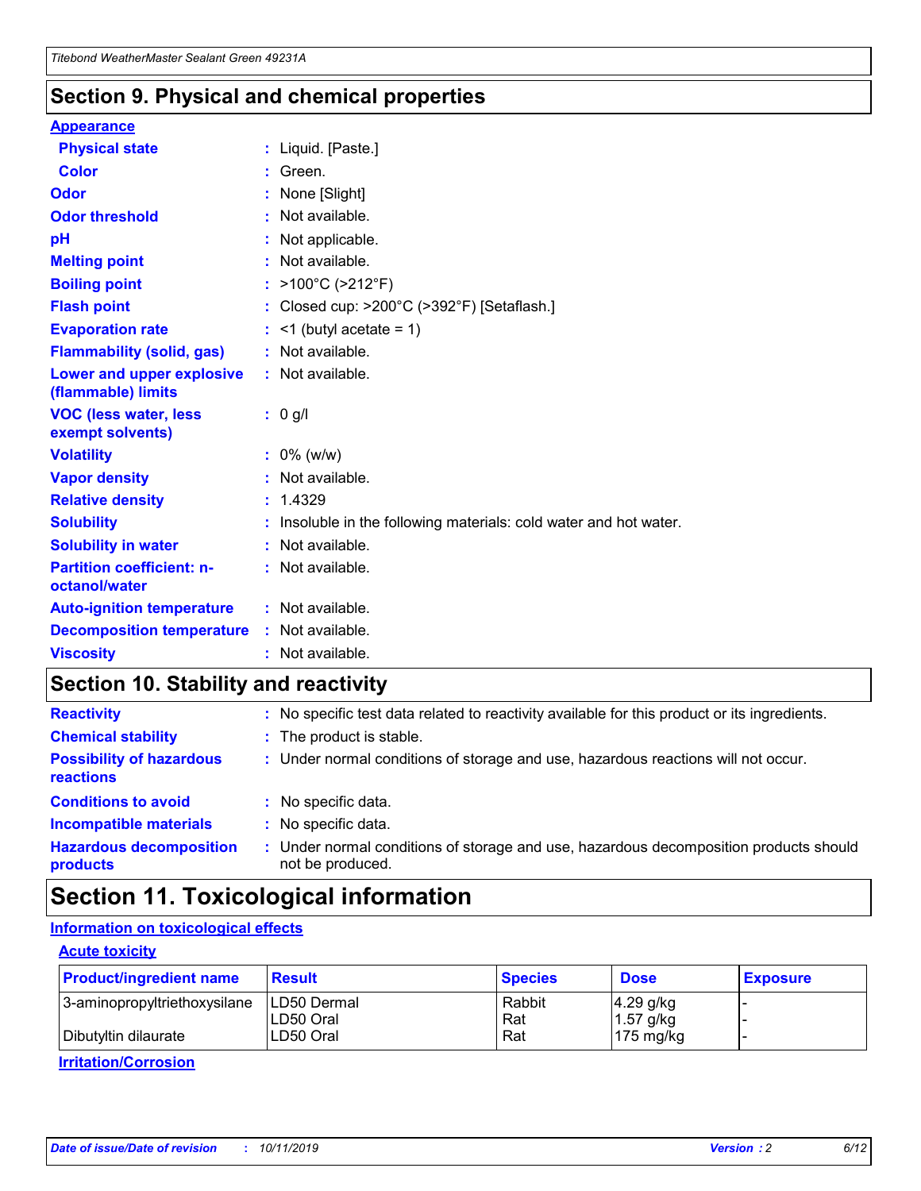## Section 9. Physical and chemical properties

### Appearance

| | |
|---|---|
| **Physical state** | : Liquid. [Paste.] |
| **Color** | : Green. |
| **Odor** | : None [Slight] |
| **Odor threshold** | : Not available. |
| **pH** | : Not applicable. |
| **Melting point** | : Not available. |
| **Boiling point** | : >100°C (>212°F) |
| **Flash point** | : Closed cup: >200°C (>392°F) [Setaflash.] |
| **Evaporation rate** | : <1 (butyl acetate = 1) |
| **Flammability (solid, gas)** | : Not available. |
| **Lower and upper explosive (flammable) limits** | : Not available. |
| **VOC (less water, less exempt solvents)** | : 0 g/l |
| **Volatility** | : 0% (w/w) |
| **Vapor density** | : Not available. |
| **Relative density** | : 1.4329 |
| **Solubility** | : Insoluble in the following materials: cold water and hot water. |
| **Solubility in water** | : Not available. |
| **Partition coefficient: n-octanol/water** | : Not available. |
| **Auto-ignition temperature** | : Not available. |
| **Decomposition temperature** | : Not available. |
| **Viscosity** | : Not available. |

## Section 10. Stability and reactivity

| | |
|---|---|
| **Reactivity** | : No specific test data related to reactivity available for this product or its ingredients. |
| **Chemical stability** | : The product is stable. |
| **Possibility of hazardous reactions** | : Under normal conditions of storage and use, hazardous reactions will not occur. |
| **Conditions to avoid** | : No specific data. |
| **Incompatible materials** | : No specific data. |
| **Hazardous decomposition products** | : Under normal conditions of storage and use, hazardous decomposition products should not be produced. |

## Section 11. Toxicological information

### Information on toxicological effects

#### Acute toxicity

| Product/ingredient name | Result | Species | Dose | Exposure |
|---|---|---|---|---|
| 3-aminopropyltriethoxysilane | LD50 Dermal | Rabbit | 4.29 g/kg | - |
| | LD50 Oral | Rat | 1.57 g/kg | - |
| Dibutyltin dilaurate | LD50 Oral | Rat | 175 mg/kg | - |

#### Irritation/Corrosion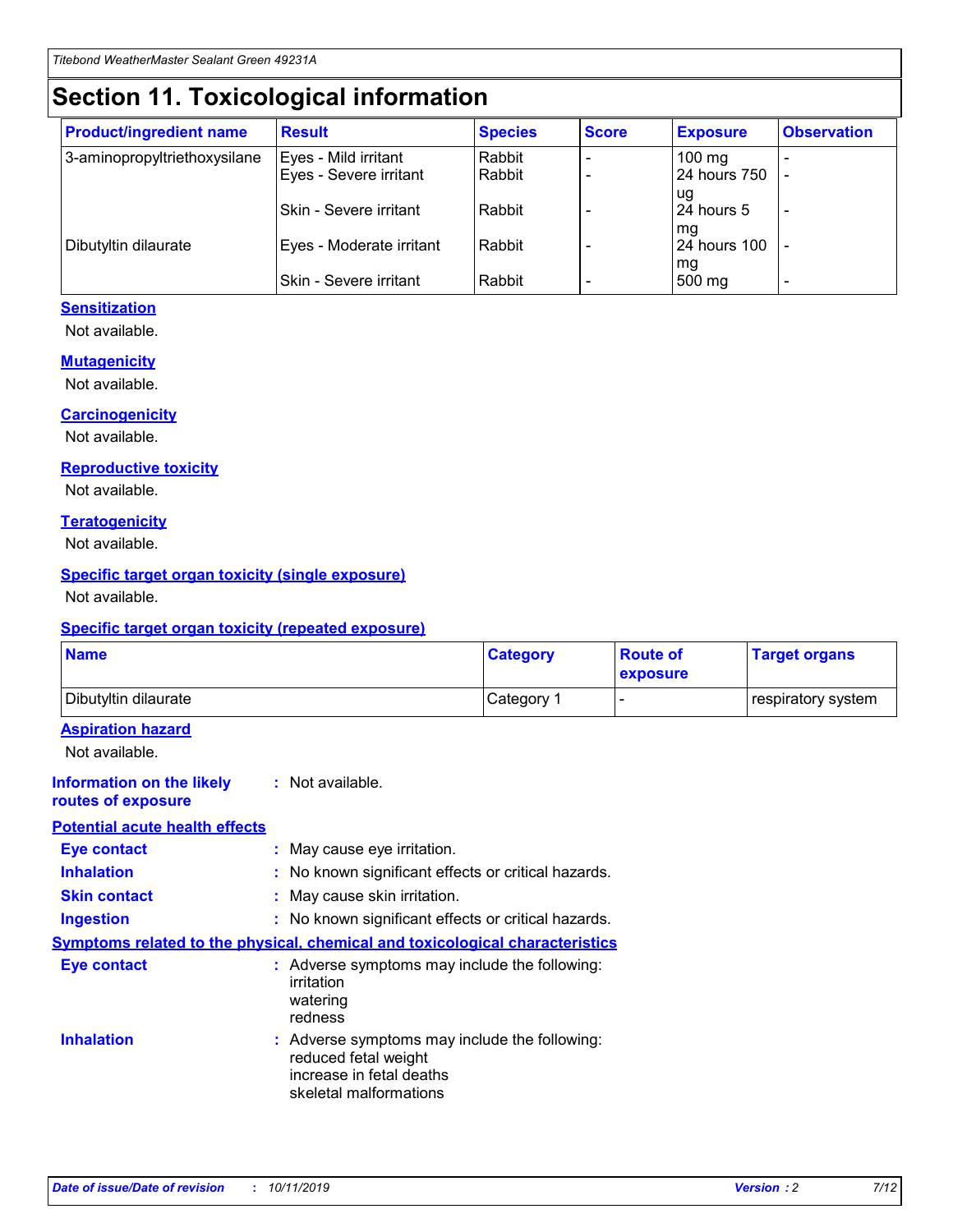# Section 11. Toxicological information

| Product/ingredient name | Result | Species | Score | Exposure | Observation |
|---|---|---|---|---|---|
| 3-aminopropyltriethoxysilane | Eyes - Mild irritant | Rabbit | - | 100 mg | - |
| | Eyes - Severe irritant | Rabbit | - | 24 hours 750 ug | - |
| | Skin - Severe irritant | Rabbit | - | 24 hours 5 mg | - |
| Dibutyltin dilaurate | Eyes - Moderate irritant | Rabbit | - | 24 hours 100 mg | - |
| | Skin - Severe irritant | Rabbit | - | 500 mg | - |

### Sensitization

Not available.

### Mutagenicity

Not available.

### Carcinogenicity

Not available.

### Reproductive toxicity

Not available.

### Teratogenicity

Not available.

### Specific target organ toxicity (single exposure)

Not available.

### Specific target organ toxicity (repeated exposure)

| Name | Category | Route of exposure | Target organs |
|---|---|---|---|
| Dibutyltin dilaurate | Category 1 | - | respiratory system |

### Aspiration hazard

Not available.

**Information on the likely routes of exposure** : Not available.

### Potential acute health effects

**Eye contact** : May cause eye irritation.

**Inhalation** : No known significant effects or critical hazards.

**Skin contact** : May cause skin irritation.

**Ingestion** : No known significant effects or critical hazards.

### Symptoms related to the physical, chemical and toxicological characteristics

**Eye contact** : Adverse symptoms may include the following:
irritation
watering
redness

**Inhalation** : Adverse symptoms may include the following:
reduced fetal weight
increase in fetal deaths
skeletal malformations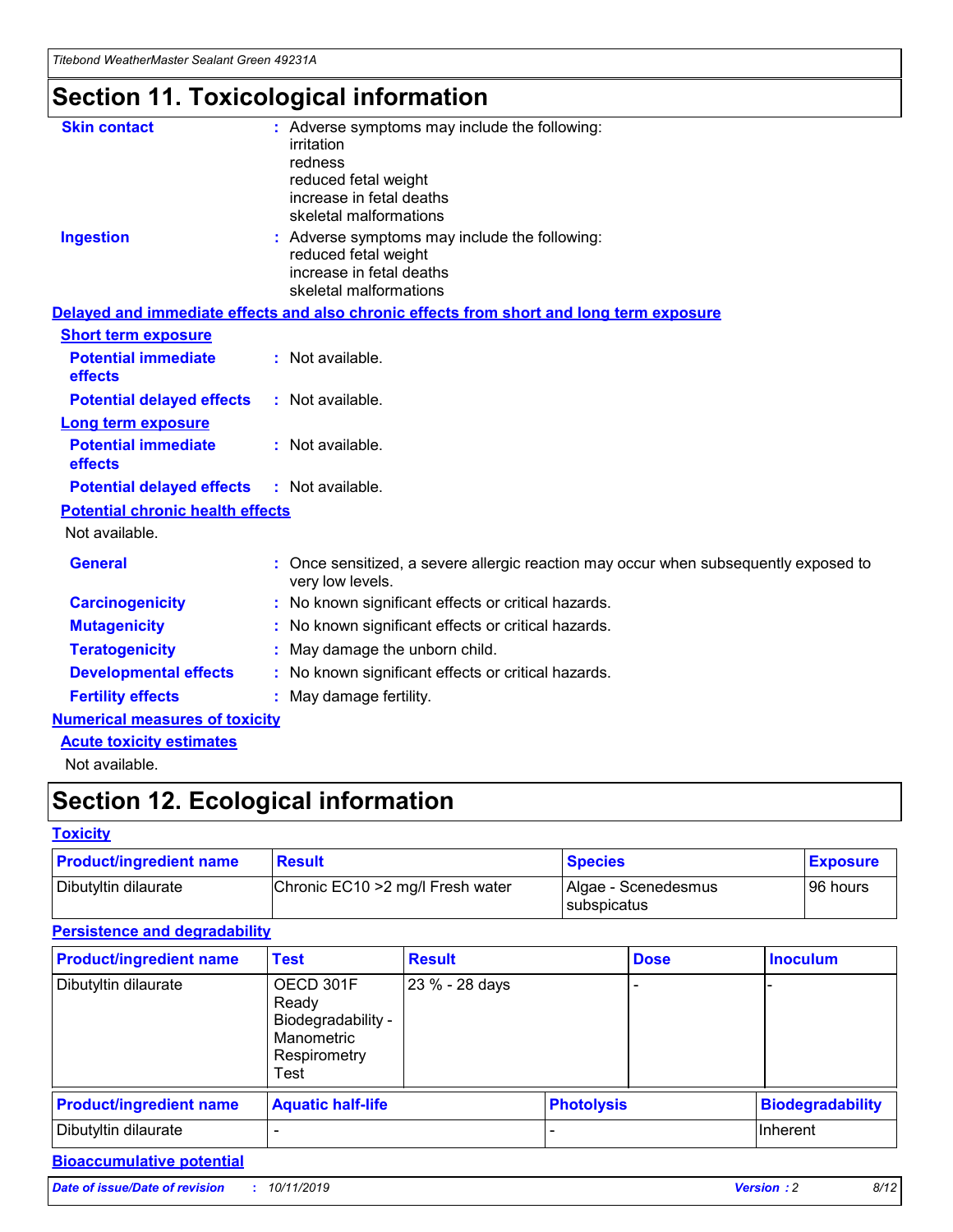# Section 11. Toxicological information

**Skin contact** : Adverse symptoms may include the following:
irritation
redness
reduced fetal weight
increase in fetal deaths
skeletal malformations

**Ingestion** : Adverse symptoms may include the following:
reduced fetal weight
increase in fetal deaths
skeletal malformations

### Delayed and immediate effects and also chronic effects from short and long term exposure

**Short term exposure**

**Potential immediate effects** : Not available.

**Potential delayed effects** : Not available.

**Long term exposure**

**Potential immediate effects** : Not available.

**Potential delayed effects** : Not available.

**Potential chronic health effects**

Not available.

**General** : Once sensitized, a severe allergic reaction may occur when subsequently exposed to very low levels.

**Carcinogenicity** : No known significant effects or critical hazards.

**Mutagenicity** : No known significant effects or critical hazards.

**Teratogenicity** : May damage the unborn child.

**Developmental effects** : No known significant effects or critical hazards.

**Fertility effects** : May damage fertility.

### Numerical measures of toxicity

**Acute toxicity estimates**

Not available.

# Section 12. Ecological information

### Toxicity

| Product/ingredient name | Result | Species | Exposure |
|---|---|---|---|
| Dibutyltin dilaurate | Chronic EC10 >2 mg/l Fresh water | Algae - Scenedesmus subspicatus | 96 hours |

### Persistence and degradability

| Product/ingredient name | Test | Result | Dose | Inoculum |
|---|---|---|---|---|
| Dibutyltin dilaurate | OECD 301F Ready Biodegradability - Manometric Respirometry Test | 23 % - 28 days | - | - |

| Product/ingredient name | Aquatic half-life | Photolysis | Biodegradability |
|---|---|---|---|
| Dibutyltin dilaurate | - | - | Inherent |

### Bioaccumulative potential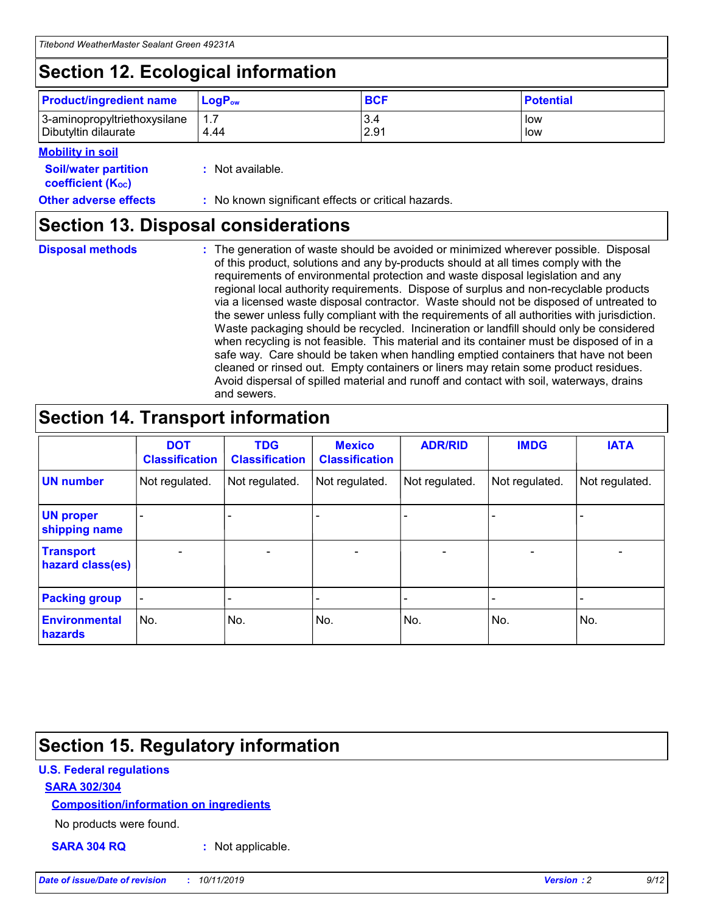## Section 12. Ecological information

| Product/ingredient name | $LogP_{ow}$ | BCF | Potential |
|---|---|---|---|
| 3-aminopropyltriethoxysilane | 1.7 | 3.4 | low |
| Dibutyltin dilaurate | 4.44 | 2.91 | low |

**Mobility in soil**

**Soil/water partition coefficient ($K_{OC}$)** : Not available.

**Other adverse effects** : No known significant effects or critical hazards.

## Section 13. Disposal considerations

**Disposal methods** : The generation of waste should be avoided or minimized wherever possible. Disposal of this product, solutions and any by-products should at all times comply with the requirements of environmental protection and waste disposal legislation and any regional local authority requirements. Dispose of surplus and non-recyclable products via a licensed waste disposal contractor. Waste should not be disposed of untreated to the sewer unless fully compliant with the requirements of all authorities with jurisdiction. Waste packaging should be recycled. Incineration or landfill should only be considered when recycling is not feasible. This material and its container must be disposed of in a safe way. Care should be taken when handling emptied containers that have not been cleaned or rinsed out. Empty containers or liners may retain some product residues. Avoid dispersal of spilled material and runoff and contact with soil, waterways, drains and sewers.

## Section 14. Transport information

| | DOT Classification | TDG Classification | Mexico Classification | ADR/RID | IMDG | IATA |
|---|---|---|---|---|---|---|
| **UN number** | Not regulated. | Not regulated. | Not regulated. | Not regulated. | Not regulated. | Not regulated. |
| **UN proper shipping name** | - | - | - | - | - | - |
| **Transport hazard class(es)** | - | - | - | - | - | - |
| **Packing group** | - | - | - | - | - | - |
| **Environmental hazards** | No. | No. | No. | No. | No. | No. |

## Section 15. Regulatory information

**U.S. Federal regulations**

**SARA 302/304**

**Composition/information on ingredients**

No products were found.

**SARA 304 RQ** : Not applicable.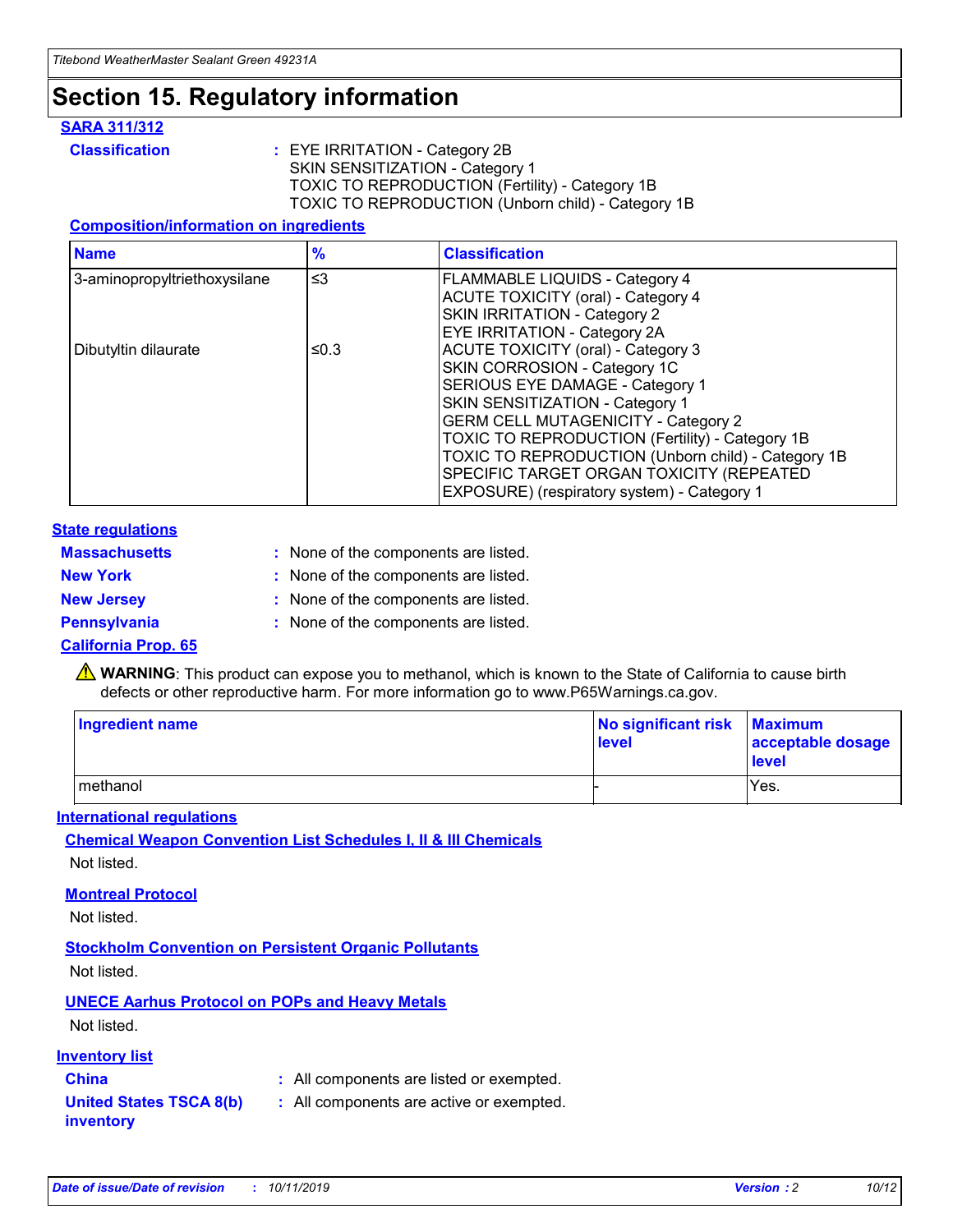# Section 15. Regulatory information

### SARA 311/312

**Classification** : EYE IRRITATION - Category 2B
SKIN SENSITIZATION - Category 1
TOXIC TO REPRODUCTION (Fertility) - Category 1B
TOXIC TO REPRODUCTION (Unborn child) - Category 1B

#### Composition/information on ingredients

| Name | % | Classification |
|---|---|---|
| 3-aminopropyltriethoxysilane | ≤3 | FLAMMABLE LIQUIDS - Category 4<br>ACUTE TOXICITY (oral) - Category 4<br>SKIN IRRITATION - Category 2<br>EYE IRRITATION - Category 2A |
| Dibutyltin dilaurate | ≤0.3 | ACUTE TOXICITY (oral) - Category 3<br>SKIN CORROSION - Category 1C<br>SERIOUS EYE DAMAGE - Category 1<br>SKIN SENSITIZATION - Category 1<br>GERM CELL MUTAGENICITY - Category 2<br>TOXIC TO REPRODUCTION (Fertility) - Category 1B<br>TOXIC TO REPRODUCTION (Unborn child) - Category 1B<br>SPECIFIC TARGET ORGAN TOXICITY (REPEATED EXPOSURE) (respiratory system) - Category 1 |

### State regulations

**Massachusetts** : None of the components are listed.

**New York** : None of the components are listed.

**New Jersey** : None of the components are listed.

**Pennsylvania** : None of the components are listed.

### California Prop. 65

⚠ **WARNING**: This product can expose you to methanol, which is known to the State of California to cause birth defects or other reproductive harm. For more information go to www.P65Warnings.ca.gov.

| Ingredient name | No significant risk level | Maximum acceptable dosage level |
|---|---|---|
| methanol | - | Yes. |

### International regulations

#### Chemical Weapon Convention List Schedules I, II & III Chemicals

Not listed.

#### Montreal Protocol

Not listed.

#### Stockholm Convention on Persistent Organic Pollutants

Not listed.

#### UNECE Aarhus Protocol on POPs and Heavy Metals

Not listed.

### Inventory list

**China** : All components are listed or exempted.

**United States TSCA 8(b) inventory** : All components are active or exempted.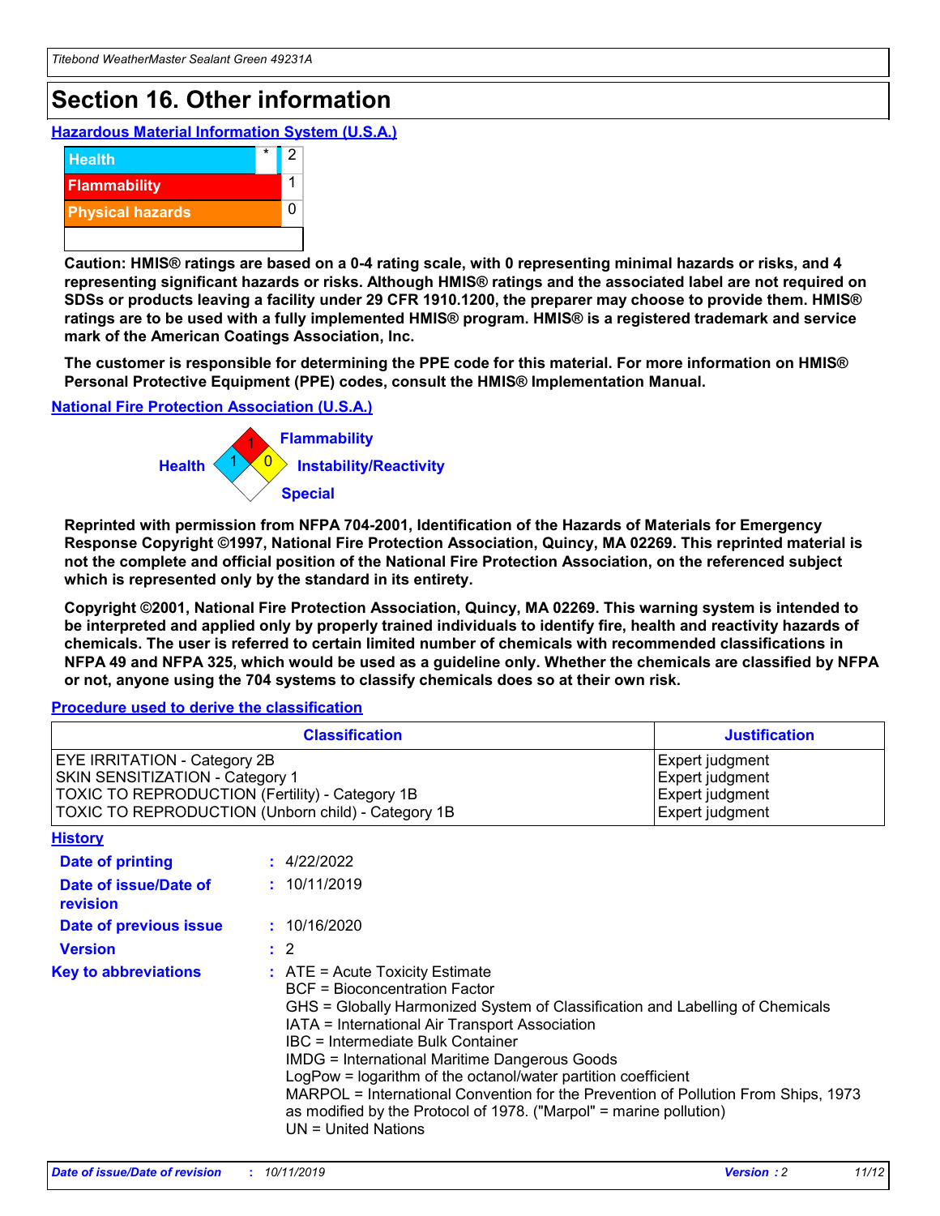# Section 16. Other information

**Hazardous Material Information System (U.S.A.)**

| | | |
|---|---|---|
| Health | * | 2 |
| Flammability | | 1 |
| Physical hazards | | 0 |

**Caution: HMIS® ratings are based on a 0-4 rating scale, with 0 representing minimal hazards or risks, and 4 representing significant hazards or risks. Although HMIS® ratings and the associated label are not required on SDSs or products leaving a facility under 29 CFR 1910.1200, the preparer may choose to provide them. HMIS® ratings are to be used with a fully implemented HMIS® program. HMIS® is a registered trademark and service mark of the American Coatings Association, Inc.**

**The customer is responsible for determining the PPE code for this material. For more information on HMIS® Personal Protective Equipment (PPE) codes, consult the HMIS® Implementation Manual.**

**National Fire Protection Association (U.S.A.)**

Health: 1
Flammability: 1
Instability/Reactivity: 0
Special:

**Reprinted with permission from NFPA 704-2001, Identification of the Hazards of Materials for Emergency Response Copyright ©1997, National Fire Protection Association, Quincy, MA 02269. This reprinted material is not the complete and official position of the National Fire Protection Association, on the referenced subject which is represented only by the standard in its entirety.**

**Copyright ©2001, National Fire Protection Association, Quincy, MA 02269. This warning system is intended to be interpreted and applied only by properly trained individuals to identify fire, health and reactivity hazards of chemicals. The user is referred to certain limited number of chemicals with recommended classifications in NFPA 49 and NFPA 325, which would be used as a guideline only. Whether the chemicals are classified by NFPA or not, anyone using the 704 systems to classify chemicals does so at their own risk.**

**Procedure used to derive the classification**

| Classification | Justification |
|---|---|
| EYE IRRITATION - Category 2B | Expert judgment |
| SKIN SENSITIZATION - Category 1 | Expert judgment |
| TOXIC TO REPRODUCTION (Fertility) - Category 1B | Expert judgment |
| TOXIC TO REPRODUCTION (Unborn child) - Category 1B | Expert judgment |

**History**

**Date of printing** : 4/22/2022

**Date of issue/Date of revision** : 10/11/2019

**Date of previous issue** : 10/16/2020

**Version** : 2

**Key to abbreviations** :
ATE = Acute Toxicity Estimate
BCF = Bioconcentration Factor
GHS = Globally Harmonized System of Classification and Labelling of Chemicals
IATA = International Air Transport Association
IBC = Intermediate Bulk Container
IMDG = International Maritime Dangerous Goods
LogPow = logarithm of the octanol/water partition coefficient
MARPOL = International Convention for the Prevention of Pollution From Ships, 1973 as modified by the Protocol of 1978. ("Marpol" = marine pollution)
UN = United Nations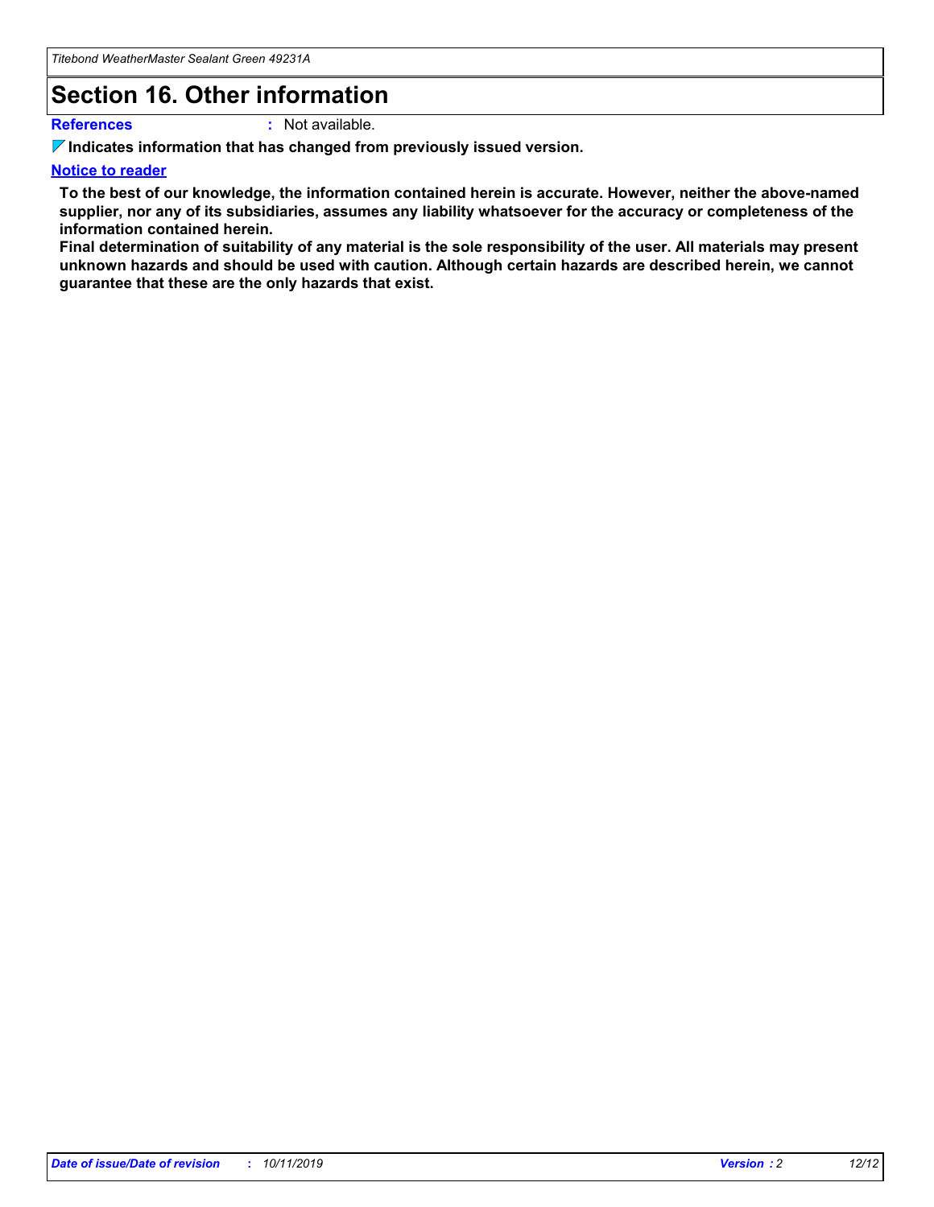## Section 16. Other information

**References** : Not available.

**Indicates information that has changed from previously issued version.**

**Notice to reader**

**To the best of our knowledge, the information contained herein is accurate. However, neither the above-named supplier, nor any of its subsidiaries, assumes any liability whatsoever for the accuracy or completeness of the information contained herein.**

**Final determination of suitability of any material is the sole responsibility of the user. All materials may present unknown hazards and should be used with caution. Although certain hazards are described herein, we cannot guarantee that these are the only hazards that exist.**